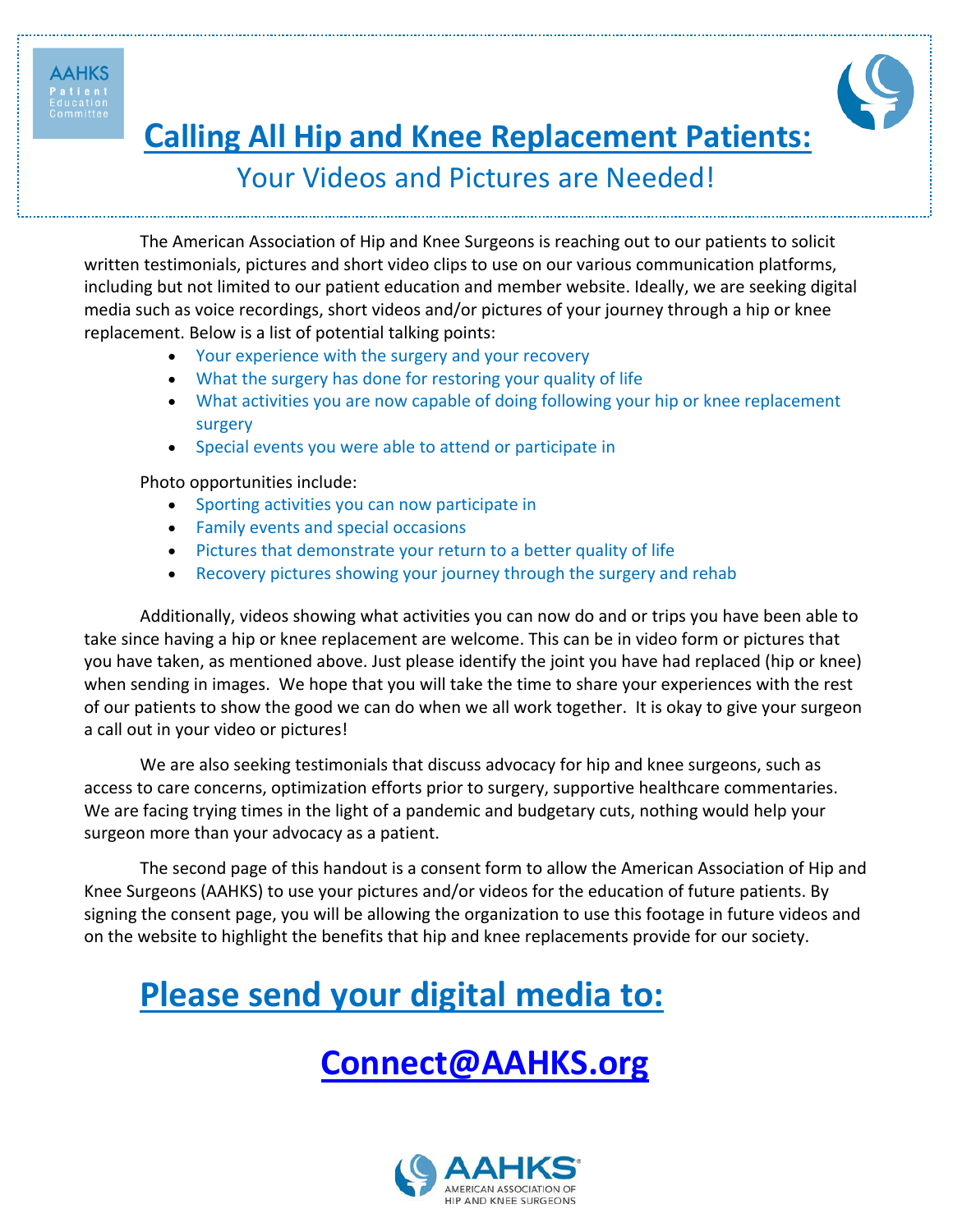AAHKS Patient Education Committee

# Calling All Hip and Knee Replacement Patients:

## Your Videos and Pictures are Needed!

The American Association of Hip and Knee Surgeons is reaching out to our patients to solicit written testimonials, pictures and short video clips to use on our various communication platforms, including but not limited to our patient education and member website. Ideally, we are seeking digital media such as voice recordings, short videos and/or pictures of your journey through a hip or knee replacement. Below is a list of potential talking points:

- Your experience with the surgery and your recovery
- What the surgery has done for restoring your quality of life
- What activities you are now capable of doing following your hip or knee replacement surgery
- Special events you were able to attend or participate in

Photo opportunities include:

- Sporting activities you can now participate in
- Family events and special occasions
- Pictures that demonstrate your return to a better quality of life
- Recovery pictures showing your journey through the surgery and rehab

Additionally, videos showing what activities you can now do and or trips you have been able to take since having a hip or knee replacement are welcome. This can be in video form or pictures that you have taken, as mentioned above. Just please identify the joint you have had replaced (hip or knee) when sending in images. We hope that you will take the time to share your experiences with the rest of our patients to show the good we can do when we all work together. It is okay to give your surgeon a call out in your video or pictures!

We are also seeking testimonials that discuss advocacy for hip and knee surgeons, such as access to care concerns, optimization efforts prior to surgery, supportive healthcare commentaries. We are facing trying times in the light of a pandemic and budgetary cuts, nothing would help your surgeon more than your advocacy as a patient.

The second page of this handout is a consent form to allow the American Association of Hip and Knee Surgeons (AAHKS) to use your pictures and/or videos for the education of future patients. By signing the consent page, you will be allowing the organization to use this footage in future videos and on the website to highlight the benefits that hip and knee replacements provide for our society.

# Please send your digital media to:

# Connect@AAHKS.org

AAHKS® AMERICAN ASSOCIATION OF HIP AND KNEE SURGEONS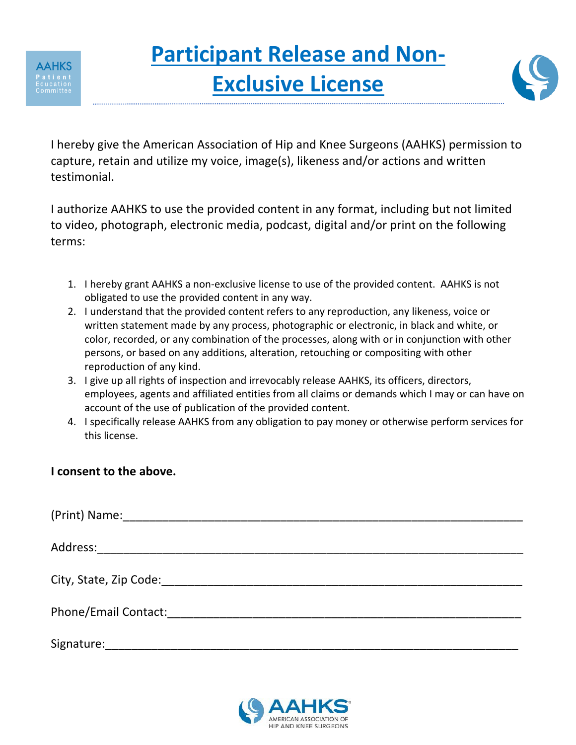# Participant Release and Non-Exclusive License

I hereby give the American Association of Hip and Knee Surgeons (AAHKS) permission to capture, retain and utilize my voice, image(s), likeness and/or actions and written testimonial.

I authorize AAHKS to use the provided content in any format, including but not limited to video, photograph, electronic media, podcast, digital and/or print on the following terms:

1. I hereby grant AAHKS a non-exclusive license to use of the provided content. AAHKS is not obligated to use the provided content in any way.
2. I understand that the provided content refers to any reproduction, any likeness, voice or written statement made by any process, photographic or electronic, in black and white, or color, recorded, or any combination of the processes, along with or in conjunction with other persons, or based on any additions, alteration, retouching or compositing with other reproduction of any kind.
3. I give up all rights of inspection and irrevocably release AAHKS, its officers, directors, employees, agents and affiliated entities from all claims or demands which I may or can have on account of the use of publication of the provided content.
4. I specifically release AAHKS from any obligation to pay money or otherwise perform services for this license.

**I consent to the above.**

(Print) Name:_______________________________________________________________

Address:___________________________________________________________________

City, State, Zip Code:_______________________________________________________

Phone/Email Contact:_______________________________________________________

Signature:_________________________________________________________________